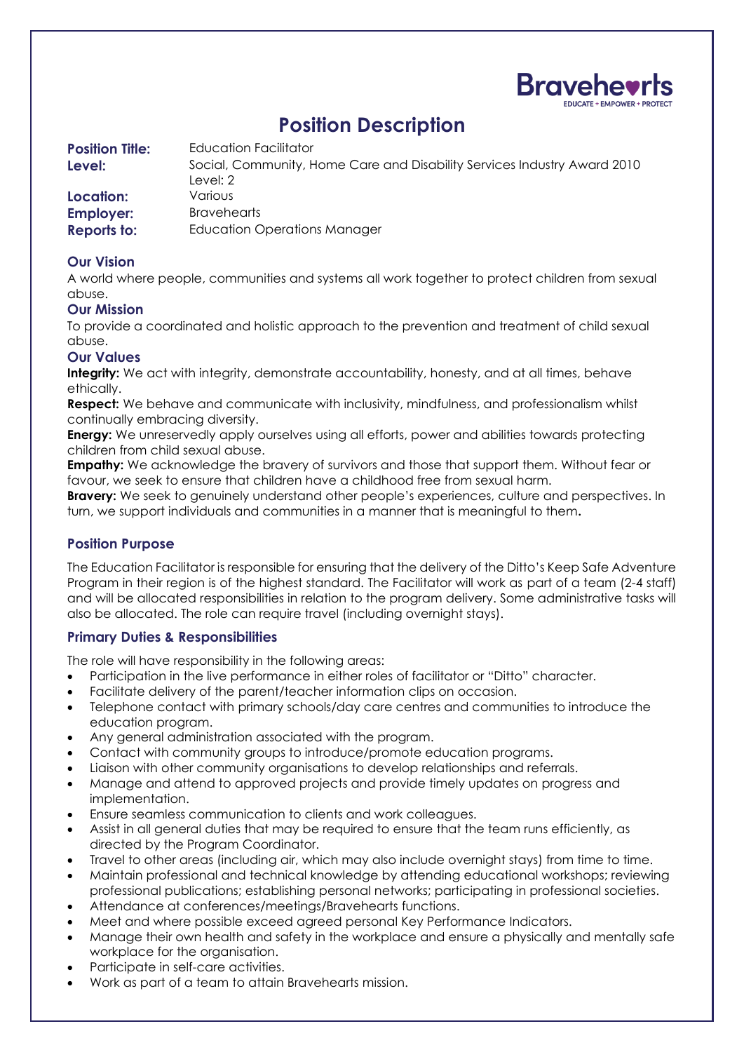Bravehearts
EDUCATE • EMPOWER • PROTECT

# Position Description

**Position Title:** Education Facilitator
**Level:** Social, Community, Home Care and Disability Services Industry Award 2010 Level: 2
**Location:** Various
**Employer:** Bravehearts
**Reports to:** Education Operations Manager

## Our Vision

A world where people, communities and systems all work together to protect children from sexual abuse.

## Our Mission

To provide a coordinated and holistic approach to the prevention and treatment of child sexual abuse.

## Our Values

**Integrity:** We act with integrity, demonstrate accountability, honesty, and at all times, behave ethically.

**Respect:** We behave and communicate with inclusivity, mindfulness, and professionalism whilst continually embracing diversity.

**Energy:** We unreservedly apply ourselves using all efforts, power and abilities towards protecting children from child sexual abuse.

**Empathy:** We acknowledge the bravery of survivors and those that support them. Without fear or favour, we seek to ensure that children have a childhood free from sexual harm.

**Bravery:** We seek to genuinely understand other people's experiences, culture and perspectives. In turn, we support individuals and communities in a manner that is meaningful to them**.**

## Position Purpose

The Education Facilitator is responsible for ensuring that the delivery of the Ditto's Keep Safe Adventure Program in their region is of the highest standard. The Facilitator will work as part of a team (2-4 staff) and will be allocated responsibilities in relation to the program delivery. Some administrative tasks will also be allocated. The role can require travel (including overnight stays).

## Primary Duties & Responsibilities

The role will have responsibility in the following areas:

- Participation in the live performance in either roles of facilitator or "Ditto" character.
- Facilitate delivery of the parent/teacher information clips on occasion.
- Telephone contact with primary schools/day care centres and communities to introduce the education program.
- Any general administration associated with the program.
- Contact with community groups to introduce/promote education programs.
- Liaison with other community organisations to develop relationships and referrals.
- Manage and attend to approved projects and provide timely updates on progress and implementation.
- Ensure seamless communication to clients and work colleagues.
- Assist in all general duties that may be required to ensure that the team runs efficiently, as directed by the Program Coordinator.
- Travel to other areas (including air, which may also include overnight stays) from time to time.
- Maintain professional and technical knowledge by attending educational workshops; reviewing professional publications; establishing personal networks; participating in professional societies.
- Attendance at conferences/meetings/Bravehearts functions.
- Meet and where possible exceed agreed personal Key Performance Indicators.
- Manage their own health and safety in the workplace and ensure a physically and mentally safe workplace for the organisation.
- Participate in self-care activities.
- Work as part of a team to attain Bravehearts mission.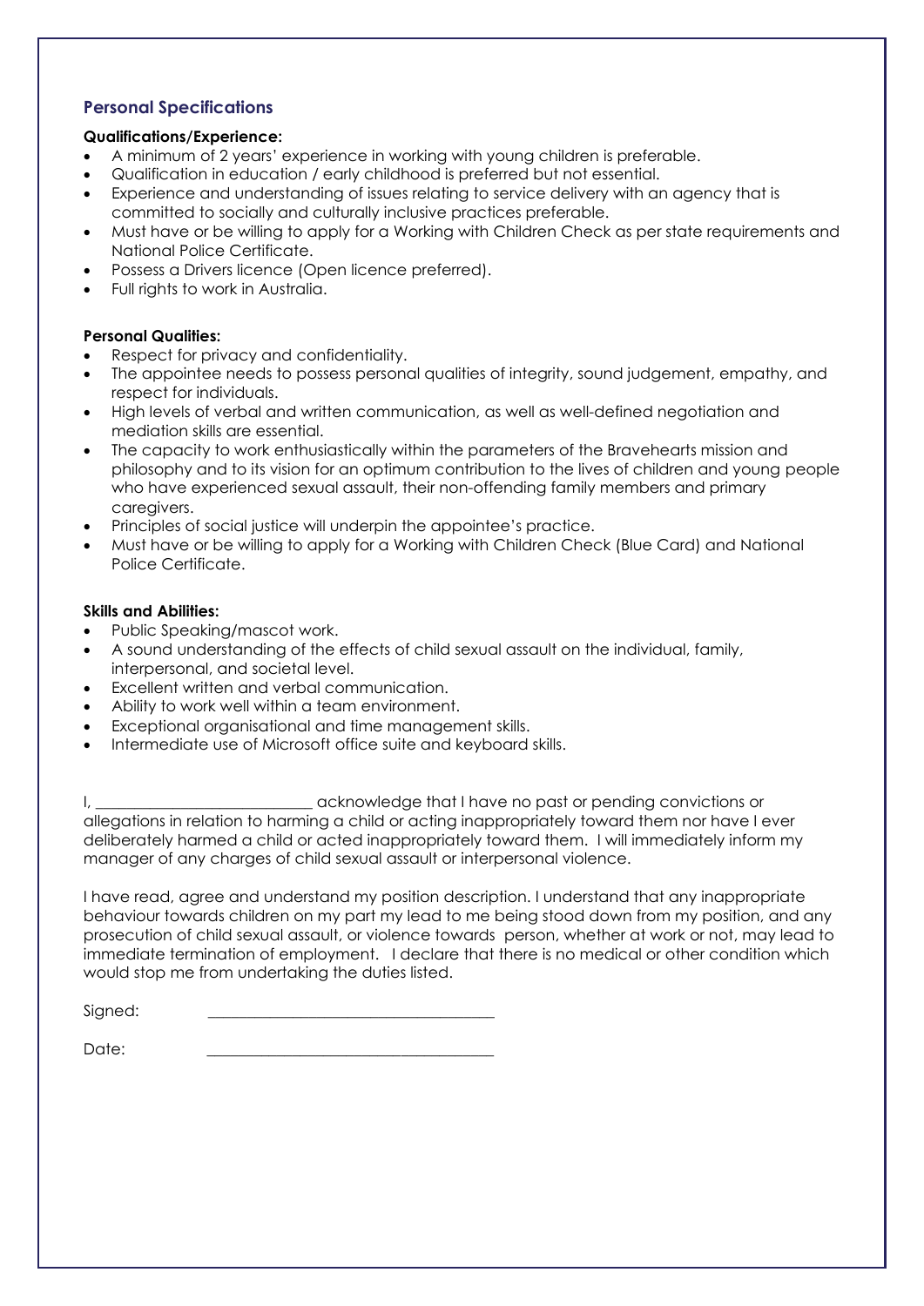## Personal Specifications

**Qualifications/Experience:**

- A minimum of 2 years' experience in working with young children is preferable.
- Qualification in education / early childhood is preferred but not essential.
- Experience and understanding of issues relating to service delivery with an agency that is committed to socially and culturally inclusive practices preferable.
- Must have or be willing to apply for a Working with Children Check as per state requirements and National Police Certificate.
- Possess a Drivers licence (Open licence preferred).
- Full rights to work in Australia.

**Personal Qualities:**

- Respect for privacy and confidentiality.
- The appointee needs to possess personal qualities of integrity, sound judgement, empathy, and respect for individuals.
- High levels of verbal and written communication, as well as well-defined negotiation and mediation skills are essential.
- The capacity to work enthusiastically within the parameters of the Bravehearts mission and philosophy and to its vision for an optimum contribution to the lives of children and young people who have experienced sexual assault, their non-offending family members and primary caregivers.
- Principles of social justice will underpin the appointee's practice.
- Must have or be willing to apply for a Working with Children Check (Blue Card) and National Police Certificate.

**Skills and Abilities:**

- Public Speaking/mascot work.
- A sound understanding of the effects of child sexual assault on the individual, family, interpersonal, and societal level.
- Excellent written and verbal communication.
- Ability to work well within a team environment.
- Exceptional organisational and time management skills.
- Intermediate use of Microsoft office suite and keyboard skills.

I, ____________________________ acknowledge that I have no past or pending convictions or allegations in relation to harming a child or acting inappropriately toward them nor have I ever deliberately harmed a child or acted inappropriately toward them. I will immediately inform my manager of any charges of child sexual assault or interpersonal violence.

I have read, agree and understand my position description. I understand that any inappropriate behaviour towards children on my part my lead to me being stood down from my position, and any prosecution of child sexual assault, or violence towards person, whether at work or not, may lead to immediate termination of employment. I declare that there is no medical or other condition which would stop me from undertaking the duties listed.

Signed: ____________________________________

Date: ____________________________________